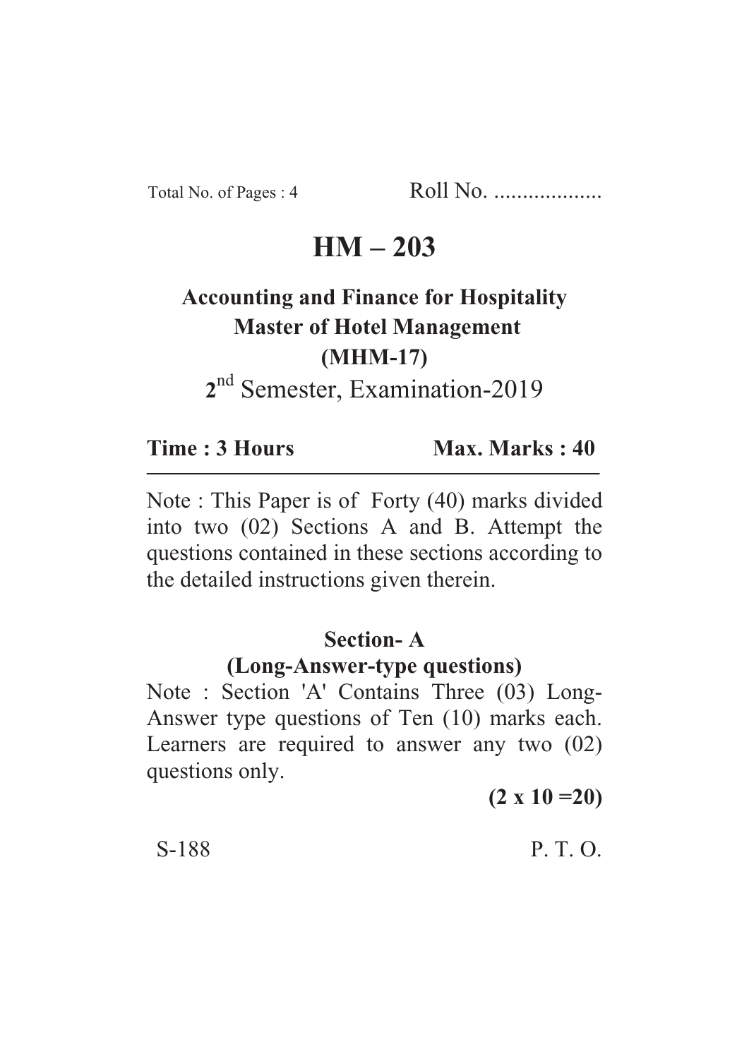Total No. of Pages : 4 Roll No. ...................

# HM – 203

## Accounting and Finance for Hospitality
## Master of Hotel Management
## (MHM-17)

2nd Semester, Examination-2019

**Time : 3 Hours** **Max. Marks : 40**

---

Note : This Paper is of Forty (40) marks divided into two (02) Sections A and B. Attempt the questions contained in these sections according to the detailed instructions given therein.

## Section- A
### (Long-Answer-type questions)

Note : Section 'A' Contains Three (03) Long-Answer type questions of Ten (10) marks each. Learners are required to answer any two (02) questions only.

**(2 x 10 =20)**

S-188 P. T. O.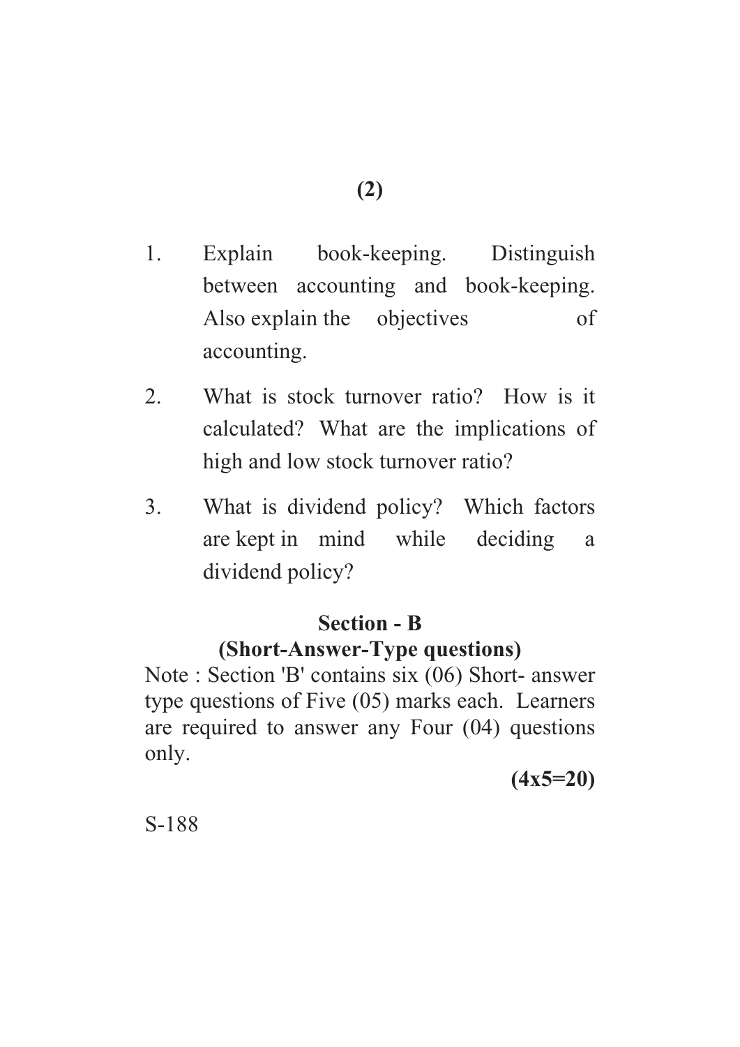1. Explain book-keeping. Distinguish between accounting and book-keeping. Also explain the objectives of accounting.

2. What is stock turnover ratio? How is it calculated? What are the implications of high and low stock turnover ratio?

3. What is dividend policy? Which factors are kept in mind while deciding a dividend policy?

## Section - B

### (Short-Answer-Type questions)

Note : Section 'B' contains six (06) Short- answer type questions of Five (05) marks each. Learners are required to answer any Four (04) questions only.

**(4x5=20)**

S-188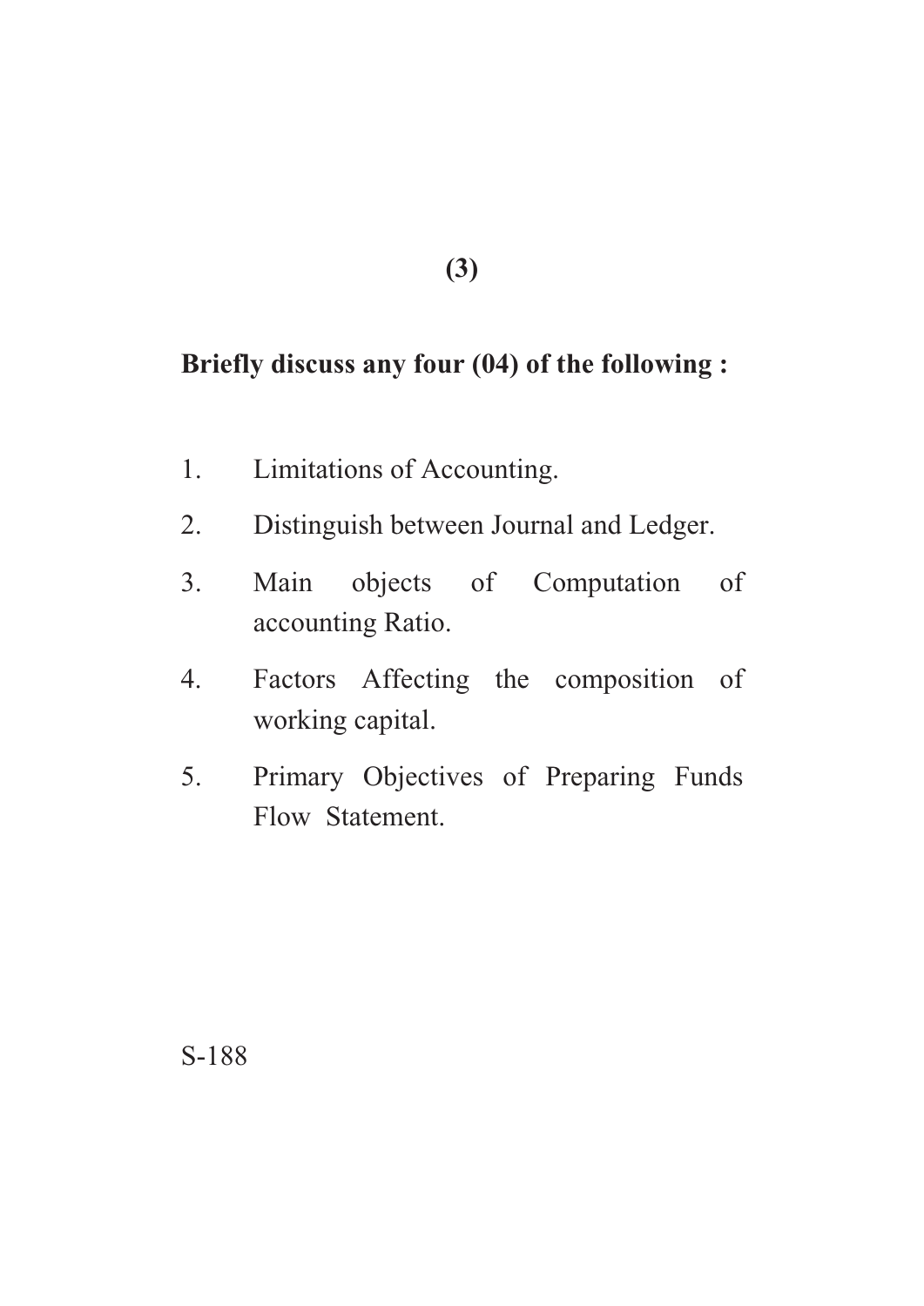**Briefly discuss any four (04) of the following :**

1. Limitations of Accounting.
2. Distinguish between Journal and Ledger.
3. Main objects of Computation of accounting Ratio.
4. Factors Affecting the composition of working capital.
5. Primary Objectives of Preparing Funds Flow Statement.

S-188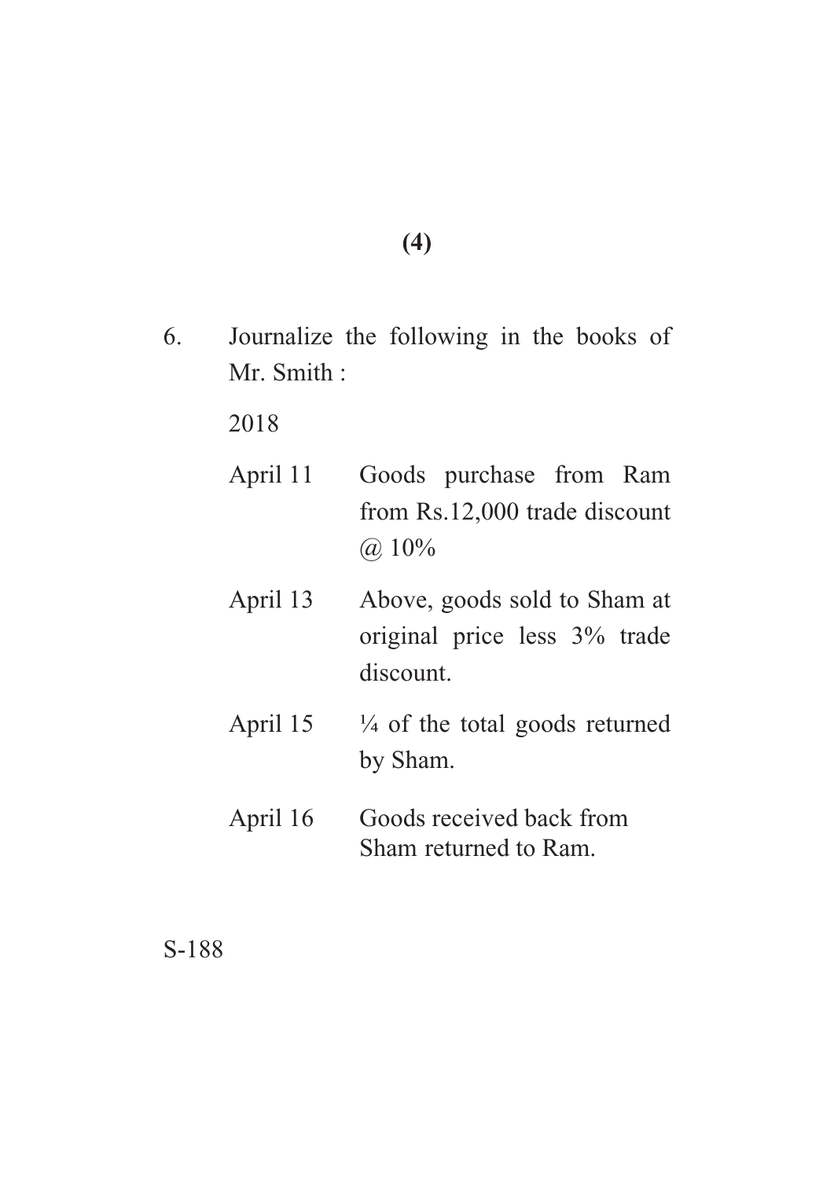6. Journalize the following in the books of Mr. Smith :

   2018

| | |
|---|---|
| April 11 | Goods purchase from Ram from Rs.12,000 trade discount @ 10% |
| April 13 | Above, goods sold to Sham at original price less 3% trade discount. |
| April 15 | ¼ of the total goods returned by Sham. |
| April 16 | Goods received back from Sham returned to Ram. |

S-188